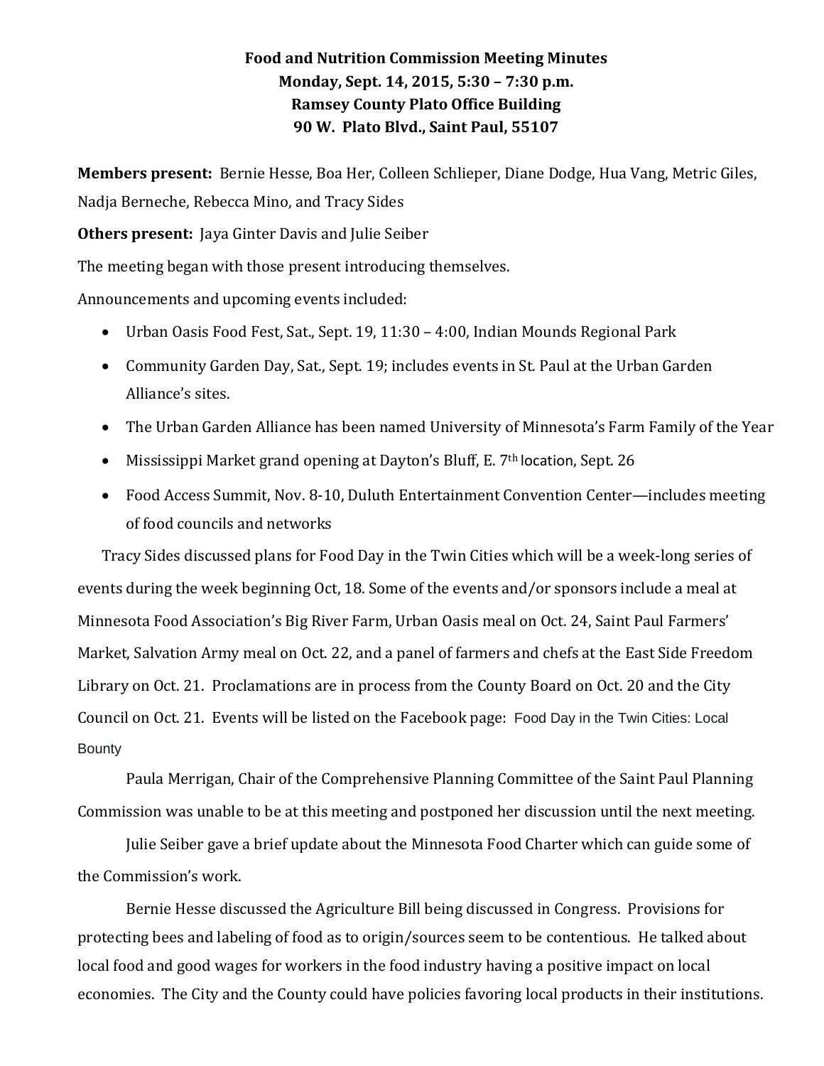**Food and Nutrition Commission Meeting Minutes**
**Monday, Sept. 14, 2015, 5:30 – 7:30 p.m.**
**Ramsey County Plato Office Building**
**90 W. Plato Blvd., Saint Paul, 55107**

**Members present:** Bernie Hesse, Boa Her, Colleen Schlieper, Diane Dodge, Hua Vang, Metric Giles, Nadja Berneche, Rebecca Mino, and Tracy Sides

**Others present:** Jaya Ginter Davis and Julie Seiber

The meeting began with those present introducing themselves.

Announcements and upcoming events included:

- Urban Oasis Food Fest, Sat., Sept. 19, 11:30 – 4:00, Indian Mounds Regional Park
- Community Garden Day, Sat., Sept. 19; includes events in St. Paul at the Urban Garden Alliance's sites.
- The Urban Garden Alliance has been named University of Minnesota's Farm Family of the Year
- Mississippi Market grand opening at Dayton's Bluff, E. 7th location, Sept. 26
- Food Access Summit, Nov. 8-10, Duluth Entertainment Convention Center—includes meeting of food councils and networks

Tracy Sides discussed plans for Food Day in the Twin Cities which will be a week-long series of events during the week beginning Oct, 18. Some of the events and/or sponsors include a meal at Minnesota Food Association's Big River Farm, Urban Oasis meal on Oct. 24, Saint Paul Farmers' Market, Salvation Army meal on Oct. 22, and a panel of farmers and chefs at the East Side Freedom Library on Oct. 21. Proclamations are in process from the County Board on Oct. 20 and the City Council on Oct. 21. Events will be listed on the Facebook page: Food Day in the Twin Cities: Local Bounty

Paula Merrigan, Chair of the Comprehensive Planning Committee of the Saint Paul Planning Commission was unable to be at this meeting and postponed her discussion until the next meeting.

Julie Seiber gave a brief update about the Minnesota Food Charter which can guide some of the Commission's work.

Bernie Hesse discussed the Agriculture Bill being discussed in Congress. Provisions for protecting bees and labeling of food as to origin/sources seem to be contentious. He talked about local food and good wages for workers in the food industry having a positive impact on local economies. The City and the County could have policies favoring local products in their institutions.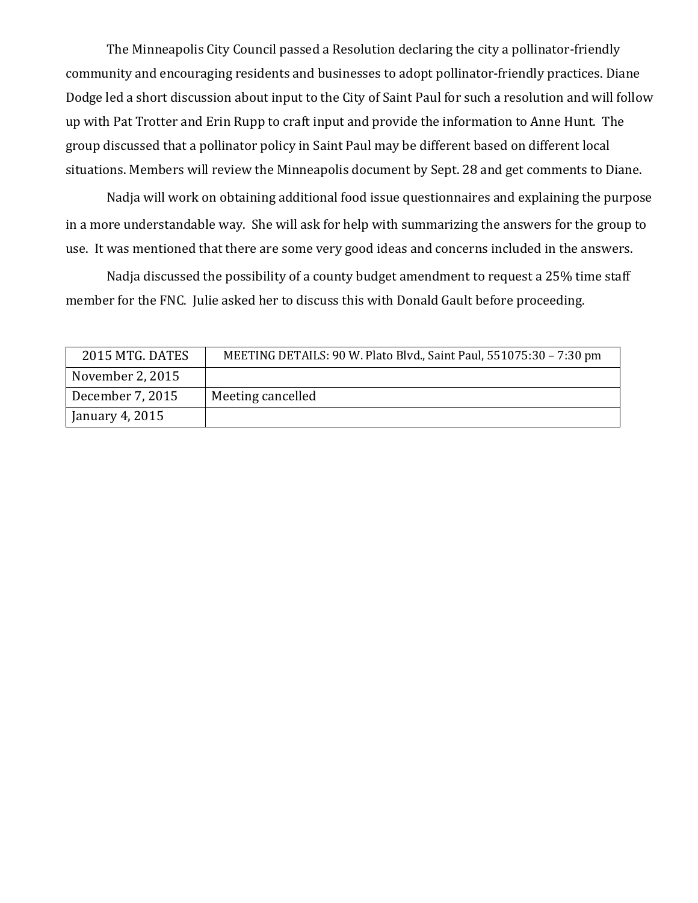The Minneapolis City Council passed a Resolution declaring the city a pollinator-friendly community and encouraging residents and businesses to adopt pollinator-friendly practices. Diane Dodge led a short discussion about input to the City of Saint Paul for such a resolution and will follow up with Pat Trotter and Erin Rupp to craft input and provide the information to Anne Hunt. The group discussed that a pollinator policy in Saint Paul may be different based on different local situations. Members will review the Minneapolis document by Sept. 28 and get comments to Diane.

Nadja will work on obtaining additional food issue questionnaires and explaining the purpose in a more understandable way. She will ask for help with summarizing the answers for the group to use. It was mentioned that there are some very good ideas and concerns included in the answers.

Nadja discussed the possibility of a county budget amendment to request a 25% time staff member for the FNC. Julie asked her to discuss this with Donald Gault before proceeding.

| 2015 MTG. DATES | MEETING DETAILS: 90 W. Plato Blvd., Saint Paul, 551075:30 – 7:30 pm |
|---|---|
| November 2, 2015 | |
| December 7, 2015 | Meeting cancelled |
| January 4, 2015 | |